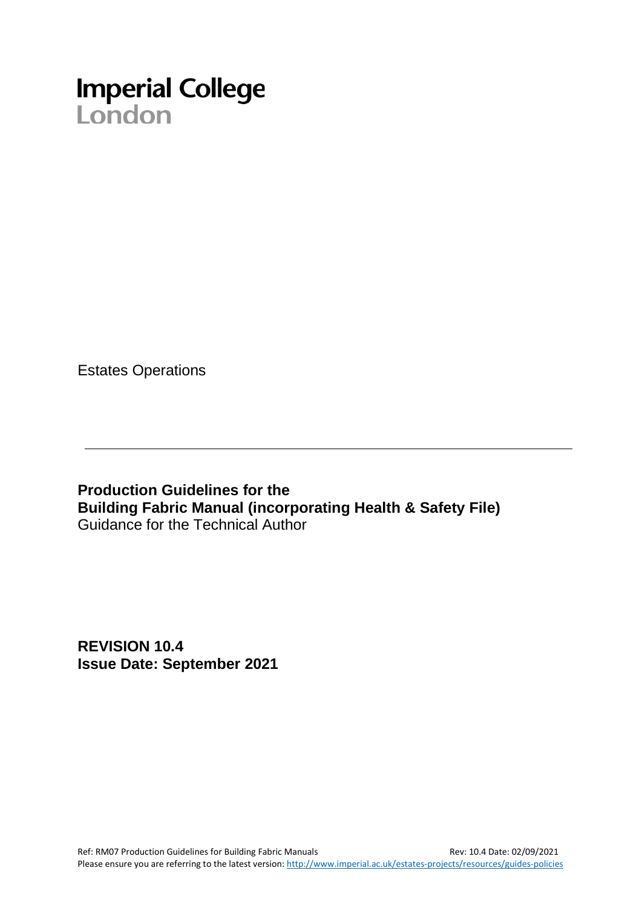Imperial College
London

Estates Operations

---

**Production Guidelines for the**
**Building Fabric Manual (incorporating Health & Safety File)**
Guidance for the Technical Author

**REVISION 10.4**
**Issue Date: September 2021**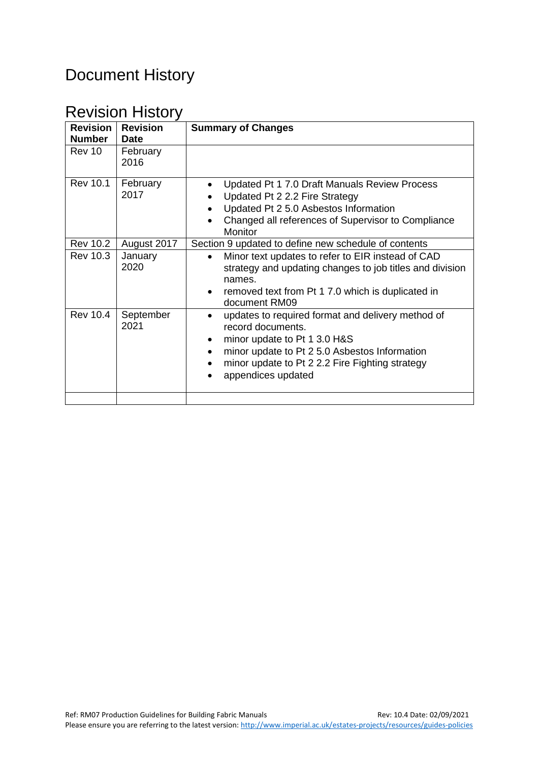# Document History

## Revision History

| Revision Number | Revision Date | Summary of Changes |
|---|---|---|
| Rev 10 | February 2016 | |
| Rev 10.1 | February 2017 | • Updated Pt 1 7.0 Draft Manuals Review Process<br>• Updated Pt 2 2.2 Fire Strategy<br>• Updated Pt 2 5.0 Asbestos Information<br>• Changed all references of Supervisor to Compliance Monitor |
| Rev 10.2 | August 2017 | Section 9 updated to define new schedule of contents |
| Rev 10.3 | January 2020 | • Minor text updates to refer to EIR instead of CAD strategy and updating changes to job titles and division names.<br>• removed text from Pt 1 7.0 which is duplicated in document RM09 |
| Rev 10.4 | September 2021 | • updates to required format and delivery method of record documents.<br>• minor update to Pt 1 3.0 H&S<br>• minor update to Pt 2 5.0 Asbestos Information<br>• minor update to Pt 2 2.2 Fire Fighting strategy<br>• appendices updated |
| | | |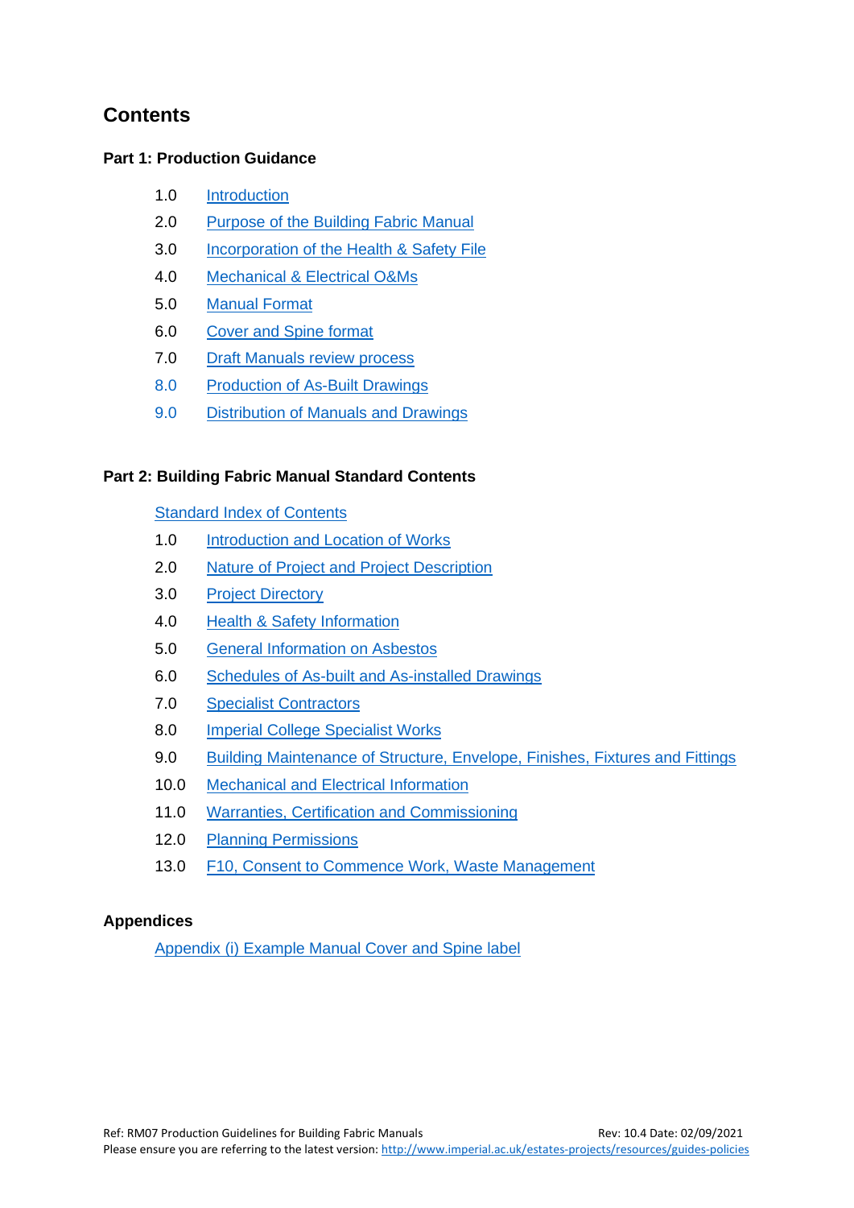# Contents

## Part 1: Production Guidance

1.0 Introduction

2.0 Purpose of the Building Fabric Manual

3.0 Incorporation of the Health & Safety File

4.0 Mechanical & Electrical O&Ms

5.0 Manual Format

6.0 Cover and Spine format

7.0 Draft Manuals review process

8.0 Production of As-Built Drawings

9.0 Distribution of Manuals and Drawings

## Part 2: Building Fabric Manual Standard Contents

Standard Index of Contents

1.0 Introduction and Location of Works

2.0 Nature of Project and Project Description

3.0 Project Directory

4.0 Health & Safety Information

5.0 General Information on Asbestos

6.0 Schedules of As-built and As-installed Drawings

7.0 Specialist Contractors

8.0 Imperial College Specialist Works

9.0 Building Maintenance of Structure, Envelope, Finishes, Fixtures and Fittings

10.0 Mechanical and Electrical Information

11.0 Warranties, Certification and Commissioning

12.0 Planning Permissions

13.0 F10, Consent to Commence Work, Waste Management

## Appendices

Appendix (i) Example Manual Cover and Spine label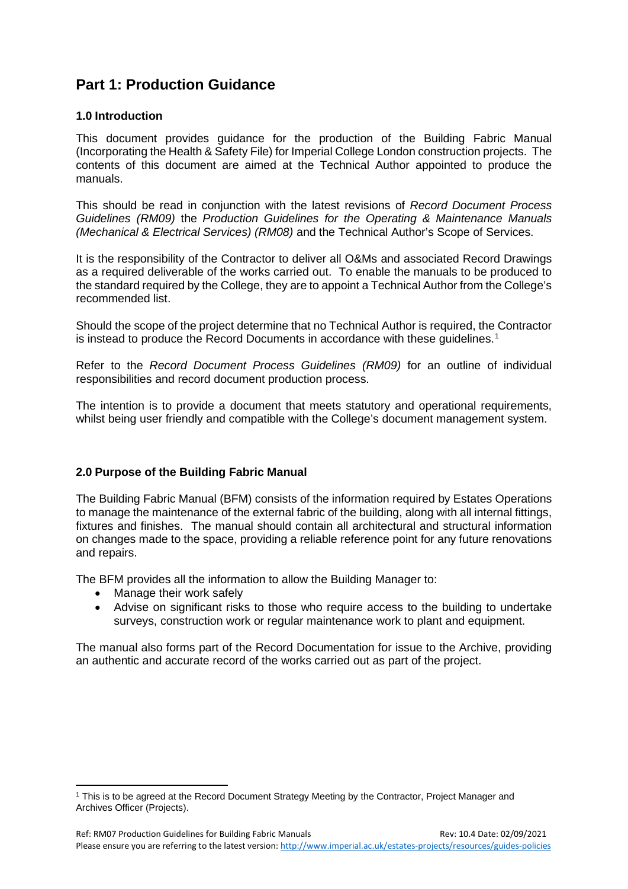# Part 1: Production Guidance

### 1.0 Introduction

This document provides guidance for the production of the Building Fabric Manual (Incorporating the Health & Safety File) for Imperial College London construction projects. The contents of this document are aimed at the Technical Author appointed to produce the manuals.

This should be read in conjunction with the latest revisions of *Record Document Process Guidelines (RM09)* the *Production Guidelines for the Operating & Maintenance Manuals (Mechanical & Electrical Services) (RM08)* and the Technical Author's Scope of Services.

It is the responsibility of the Contractor to deliver all O&Ms and associated Record Drawings as a required deliverable of the works carried out. To enable the manuals to be produced to the standard required by the College, they are to appoint a Technical Author from the College's recommended list.

Should the scope of the project determine that no Technical Author is required, the Contractor is instead to produce the Record Documents in accordance with these guidelines.[1]

Refer to the *Record Document Process Guidelines (RM09)* for an outline of individual responsibilities and record document production process.

The intention is to provide a document that meets statutory and operational requirements, whilst being user friendly and compatible with the College's document management system.

### 2.0 Purpose of the Building Fabric Manual

The Building Fabric Manual (BFM) consists of the information required by Estates Operations to manage the maintenance of the external fabric of the building, along with all internal fittings, fixtures and finishes. The manual should contain all architectural and structural information on changes made to the space, providing a reliable reference point for any future renovations and repairs.

The BFM provides all the information to allow the Building Manager to:

- Manage their work safely
- Advise on significant risks to those who require access to the building to undertake surveys, construction work or regular maintenance work to plant and equipment.

The manual also forms part of the Record Documentation for issue to the Archive, providing an authentic and accurate record of the works carried out as part of the project.

[1] This is to be agreed at the Record Document Strategy Meeting by the Contractor, Project Manager and Archives Officer (Projects).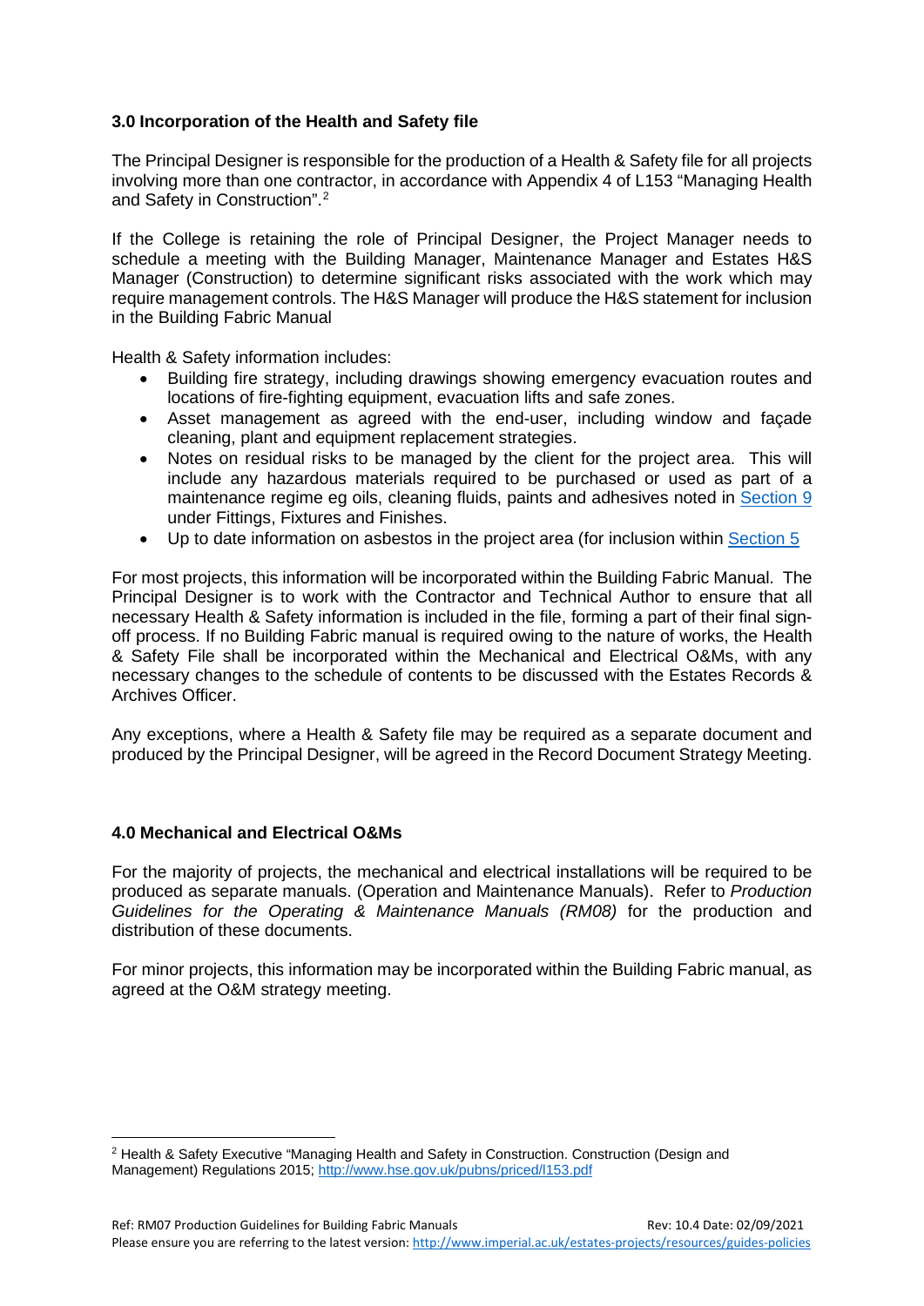## 3.0 Incorporation of the Health and Safety file

The Principal Designer is responsible for the production of a Health & Safety file for all projects involving more than one contractor, in accordance with Appendix 4 of L153 "Managing Health and Safety in Construction".[2]

If the College is retaining the role of Principal Designer, the Project Manager needs to schedule a meeting with the Building Manager, Maintenance Manager and Estates H&S Manager (Construction) to determine significant risks associated with the work which may require management controls. The H&S Manager will produce the H&S statement for inclusion in the Building Fabric Manual

Health & Safety information includes:

- Building fire strategy, including drawings showing emergency evacuation routes and locations of fire-fighting equipment, evacuation lifts and safe zones.
- Asset management as agreed with the end-user, including window and façade cleaning, plant and equipment replacement strategies.
- Notes on residual risks to be managed by the client for the project area. This will include any hazardous materials required to be purchased or used as part of a maintenance regime eg oils, cleaning fluids, paints and adhesives noted in Section 9 under Fittings, Fixtures and Finishes.
- Up to date information on asbestos in the project area (for inclusion within Section 5

For most projects, this information will be incorporated within the Building Fabric Manual. The Principal Designer is to work with the Contractor and Technical Author to ensure that all necessary Health & Safety information is included in the file, forming a part of their final sign-off process. If no Building Fabric manual is required owing to the nature of works, the Health & Safety File shall be incorporated within the Mechanical and Electrical O&Ms, with any necessary changes to the schedule of contents to be discussed with the Estates Records & Archives Officer.

Any exceptions, where a Health & Safety file may be required as a separate document and produced by the Principal Designer, will be agreed in the Record Document Strategy Meeting.

## 4.0 Mechanical and Electrical O&Ms

For the majority of projects, the mechanical and electrical installations will be required to be produced as separate manuals. (Operation and Maintenance Manuals). Refer to *Production Guidelines for the Operating & Maintenance Manuals (RM08)* for the production and distribution of these documents.

For minor projects, this information may be incorporated within the Building Fabric manual, as agreed at the O&M strategy meeting.

[2] Health & Safety Executive "Managing Health and Safety in Construction. Construction (Design and Management) Regulations 2015; http://www.hse.gov.uk/pubns/priced/l153.pdf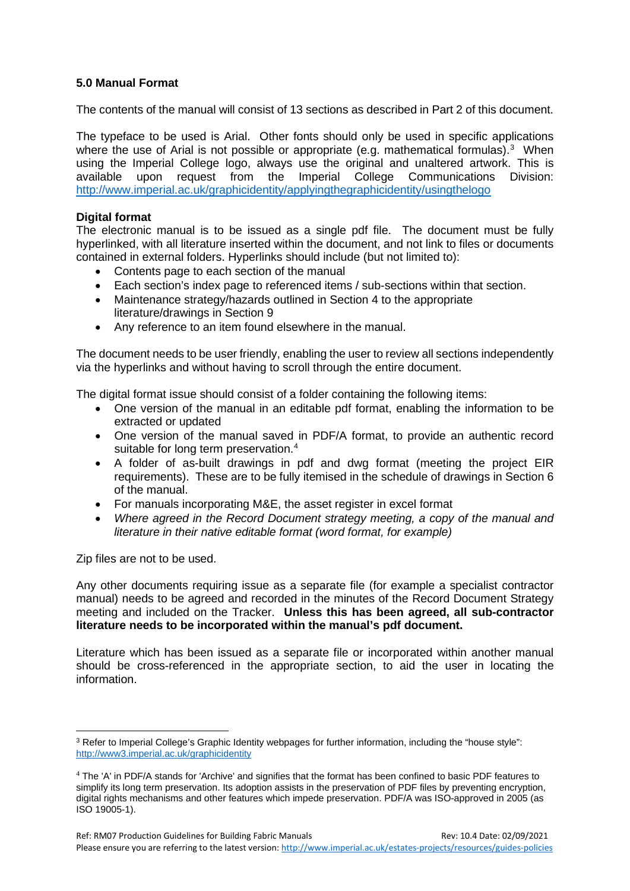## 5.0 Manual Format

The contents of the manual will consist of 13 sections as described in Part 2 of this document.

The typeface to be used is Arial. Other fonts should only be used in specific applications where the use of Arial is not possible or appropriate (e.g. mathematical formulas).[3] When using the Imperial College logo, always use the original and unaltered artwork. This is available upon request from the Imperial College Communications Division: http://www.imperial.ac.uk/graphicidentity/applyingthegraphicidentity/usingthelogo

### Digital format

The electronic manual is to be issued as a single pdf file. The document must be fully hyperlinked, with all literature inserted within the document, and not link to files or documents contained in external folders. Hyperlinks should include (but not limited to):

- Contents page to each section of the manual
- Each section's index page to referenced items / sub-sections within that section.
- Maintenance strategy/hazards outlined in Section 4 to the appropriate literature/drawings in Section 9
- Any reference to an item found elsewhere in the manual.

The document needs to be user friendly, enabling the user to review all sections independently via the hyperlinks and without having to scroll through the entire document.

The digital format issue should consist of a folder containing the following items:

- One version of the manual in an editable pdf format, enabling the information to be extracted or updated
- One version of the manual saved in PDF/A format, to provide an authentic record suitable for long term preservation.[4]
- A folder of as-built drawings in pdf and dwg format (meeting the project EIR requirements). These are to be fully itemised in the schedule of drawings in Section 6 of the manual.
- For manuals incorporating M&E, the asset register in excel format
- *Where agreed in the Record Document strategy meeting, a copy of the manual and literature in their native editable format (word format, for example)*

Zip files are not to be used.

Any other documents requiring issue as a separate file (for example a specialist contractor manual) needs to be agreed and recorded in the minutes of the Record Document Strategy meeting and included on the Tracker. **Unless this has been agreed, all sub-contractor literature needs to be incorporated within the manual's pdf document.**

Literature which has been issued as a separate file or incorporated within another manual should be cross-referenced in the appropriate section, to aid the user in locating the information.

---

[3] Refer to Imperial College's Graphic Identity webpages for further information, including the "house style": http://www3.imperial.ac.uk/graphicidentity

[4] The 'A' in PDF/A stands for 'Archive' and signifies that the format has been confined to basic PDF features to simplify its long term preservation. Its adoption assists in the preservation of PDF files by preventing encryption, digital rights mechanisms and other features which impede preservation. PDF/A was ISO-approved in 2005 (as ISO 19005-1).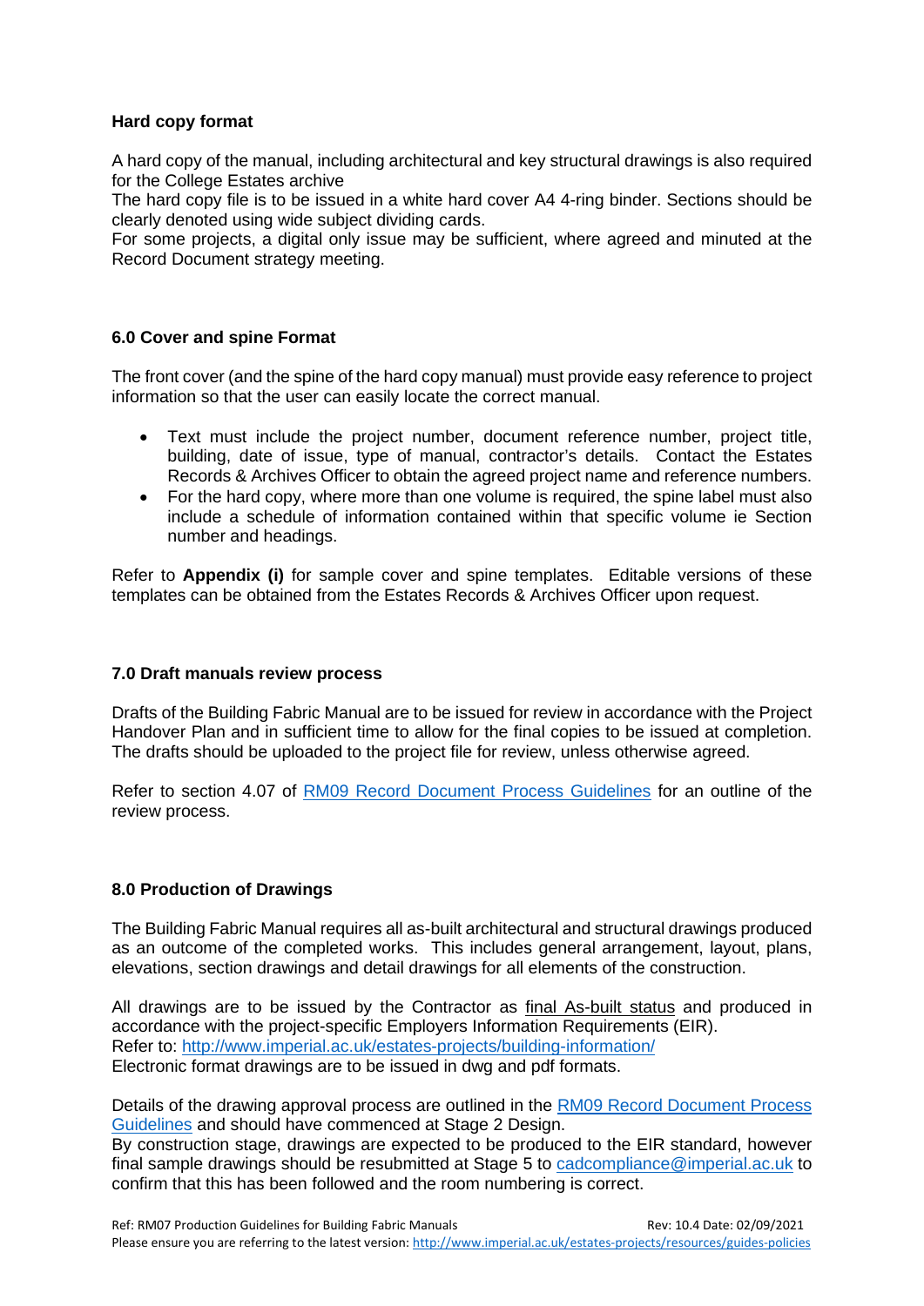**Hard copy format**

A hard copy of the manual, including architectural and key structural drawings is also required for the College Estates archive
The hard copy file is to be issued in a white hard cover A4 4-ring binder. Sections should be clearly denoted using wide subject dividing cards.
For some projects, a digital only issue may be sufficient, where agreed and minuted at the Record Document strategy meeting.

### 6.0 Cover and spine Format

The front cover (and the spine of the hard copy manual) must provide easy reference to project information so that the user can easily locate the correct manual.

- Text must include the project number, document reference number, project title, building, date of issue, type of manual, contractor's details. Contact the Estates Records & Archives Officer to obtain the agreed project name and reference numbers.
- For the hard copy, where more than one volume is required, the spine label must also include a schedule of information contained within that specific volume ie Section number and headings.

Refer to **Appendix (i)** for sample cover and spine templates. Editable versions of these templates can be obtained from the Estates Records & Archives Officer upon request.

### 7.0 Draft manuals review process

Drafts of the Building Fabric Manual are to be issued for review in accordance with the Project Handover Plan and in sufficient time to allow for the final copies to be issued at completion. The drafts should be uploaded to the project file for review, unless otherwise agreed.

Refer to section 4.07 of RM09 Record Document Process Guidelines for an outline of the review process.

### 8.0 Production of Drawings

The Building Fabric Manual requires all as-built architectural and structural drawings produced as an outcome of the completed works. This includes general arrangement, layout, plans, elevations, section drawings and detail drawings for all elements of the construction.

All drawings are to be issued by the Contractor as final As-built status and produced in accordance with the project-specific Employers Information Requirements (EIR).
Refer to: http://www.imperial.ac.uk/estates-projects/building-information/
Electronic format drawings are to be issued in dwg and pdf formats.

Details of the drawing approval process are outlined in the RM09 Record Document Process Guidelines and should have commenced at Stage 2 Design.
By construction stage, drawings are expected to be produced to the EIR standard, however final sample drawings should be resubmitted at Stage 5 to cadcompliance@imperial.ac.uk to confirm that this has been followed and the room numbering is correct.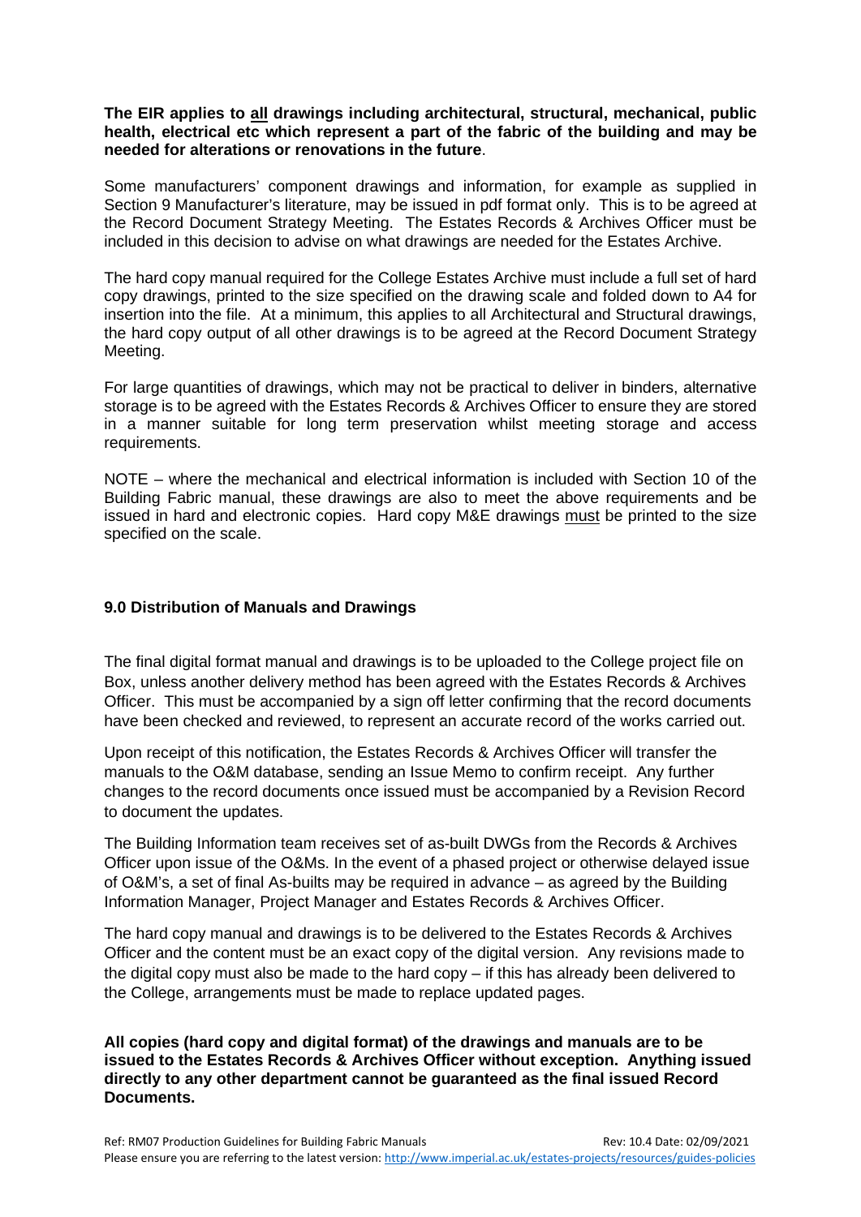**The EIR applies to <u>all</u> drawings including architectural, structural, mechanical, public health, electrical etc which represent a part of the fabric of the building and may be needed for alterations or renovations in the future**.

Some manufacturers' component drawings and information, for example as supplied in Section 9 Manufacturer's literature, may be issued in pdf format only. This is to be agreed at the Record Document Strategy Meeting. The Estates Records & Archives Officer must be included in this decision to advise on what drawings are needed for the Estates Archive.

The hard copy manual required for the College Estates Archive must include a full set of hard copy drawings, printed to the size specified on the drawing scale and folded down to A4 for insertion into the file. At a minimum, this applies to all Architectural and Structural drawings, the hard copy output of all other drawings is to be agreed at the Record Document Strategy Meeting.

For large quantities of drawings, which may not be practical to deliver in binders, alternative storage is to be agreed with the Estates Records & Archives Officer to ensure they are stored in a manner suitable for long term preservation whilst meeting storage and access requirements.

NOTE – where the mechanical and electrical information is included with Section 10 of the Building Fabric manual, these drawings are also to meet the above requirements and be issued in hard and electronic copies. Hard copy M&E drawings <u>must</u> be printed to the size specified on the scale.

## 9.0 Distribution of Manuals and Drawings

The final digital format manual and drawings is to be uploaded to the College project file on Box, unless another delivery method has been agreed with the Estates Records & Archives Officer. This must be accompanied by a sign off letter confirming that the record documents have been checked and reviewed, to represent an accurate record of the works carried out.

Upon receipt of this notification, the Estates Records & Archives Officer will transfer the manuals to the O&M database, sending an Issue Memo to confirm receipt. Any further changes to the record documents once issued must be accompanied by a Revision Record to document the updates.

The Building Information team receives set of as-built DWGs from the Records & Archives Officer upon issue of the O&Ms. In the event of a phased project or otherwise delayed issue of O&M's, a set of final As-builts may be required in advance – as agreed by the Building Information Manager, Project Manager and Estates Records & Archives Officer.

The hard copy manual and drawings is to be delivered to the Estates Records & Archives Officer and the content must be an exact copy of the digital version. Any revisions made to the digital copy must also be made to the hard copy – if this has already been delivered to the College, arrangements must be made to replace updated pages.

**All copies (hard copy and digital format) of the drawings and manuals are to be issued to the Estates Records & Archives Officer without exception. Anything issued directly to any other department cannot be guaranteed as the final issued Record Documents.**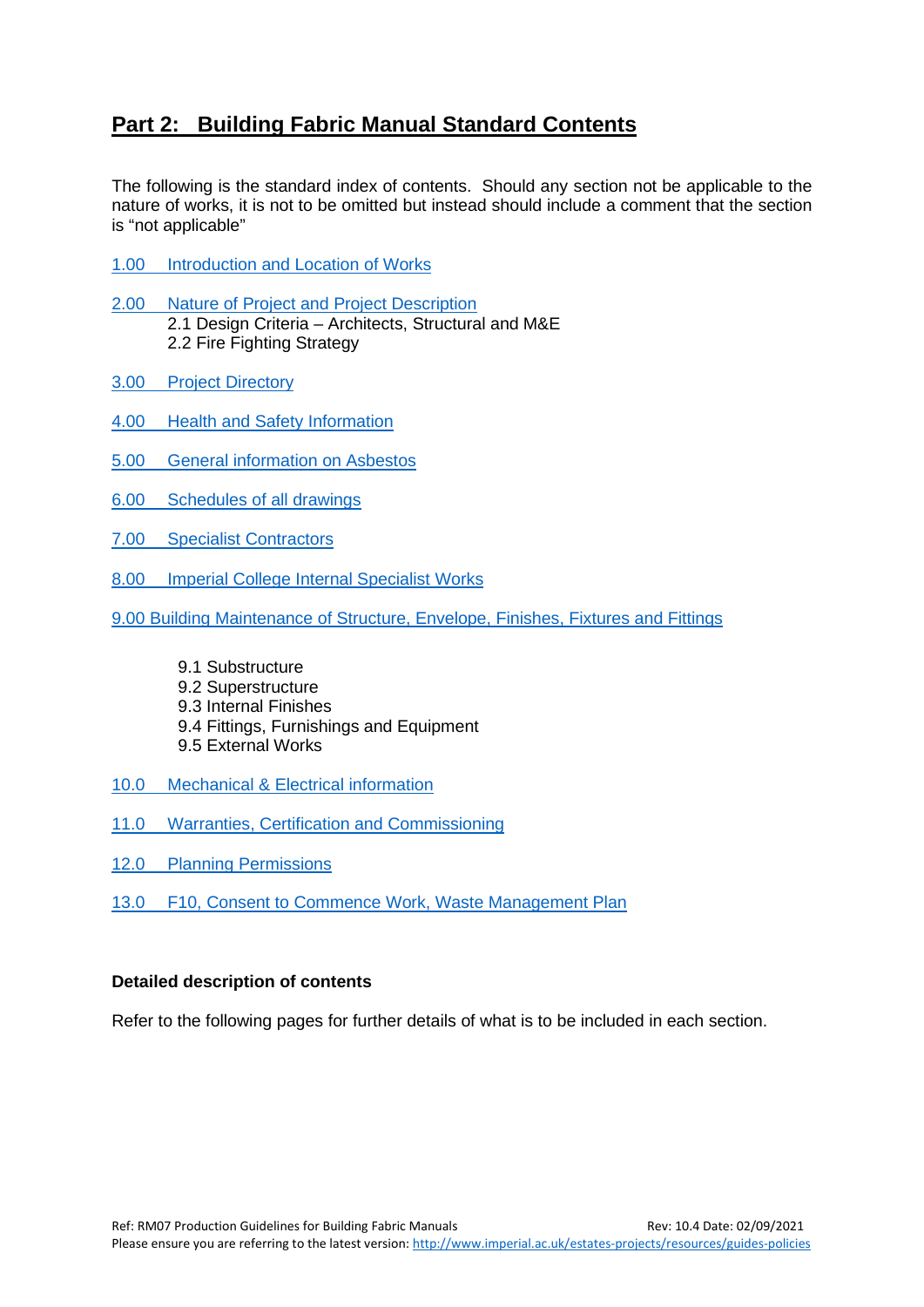## Part 2: Building Fabric Manual Standard Contents

The following is the standard index of contents. Should any section not be applicable to the nature of works, it is not to be omitted but instead should include a comment that the section is "not applicable"

1.00 Introduction and Location of Works

2.00 Nature of Project and Project Description
- 2.1 Design Criteria – Architects, Structural and M&E
- 2.2 Fire Fighting Strategy

3.00 Project Directory

4.00 Health and Safety Information

5.00 General information on Asbestos

6.00 Schedules of all drawings

7.00 Specialist Contractors

8.00 Imperial College Internal Specialist Works

9.00 Building Maintenance of Structure, Envelope, Finishes, Fixtures and Fittings
- 9.1 Substructure
- 9.2 Superstructure
- 9.3 Internal Finishes
- 9.4 Fittings, Furnishings and Equipment
- 9.5 External Works

10.0 Mechanical & Electrical information

11.0 Warranties, Certification and Commissioning

12.0 Planning Permissions

13.0 F10, Consent to Commence Work, Waste Management Plan

**Detailed description of contents**

Refer to the following pages for further details of what is to be included in each section.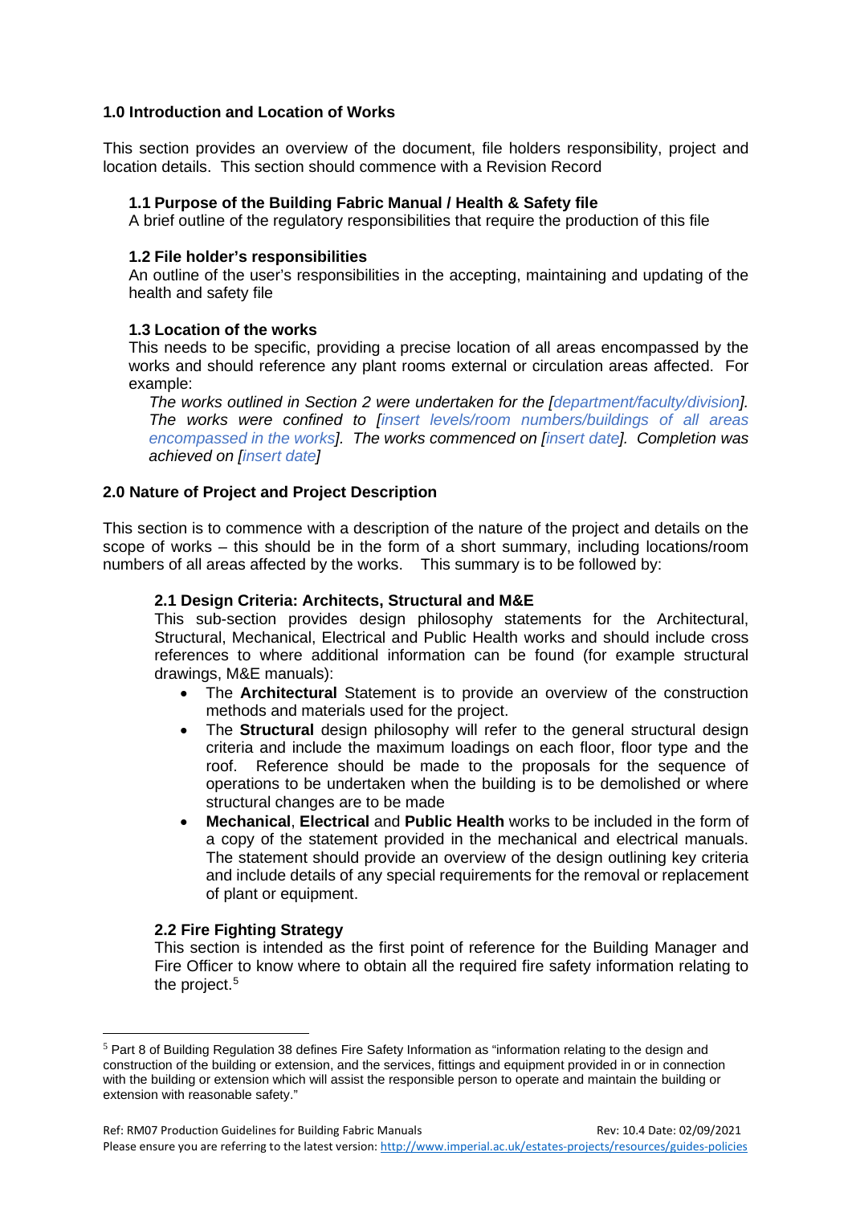## 1.0 Introduction and Location of Works

This section provides an overview of the document, file holders responsibility, project and location details. This section should commence with a Revision Record

### 1.1 Purpose of the Building Fabric Manual / Health & Safety file

A brief outline of the regulatory responsibilities that require the production of this file

### 1.2 File holder's responsibilities

An outline of the user's responsibilities in the accepting, maintaining and updating of the health and safety file

### 1.3 Location of the works

This needs to be specific, providing a precise location of all areas encompassed by the works and should reference any plant rooms external or circulation areas affected. For example:

*The works outlined in Section 2 were undertaken for the [department/faculty/division]. The works were confined to [insert levels/room numbers/buildings of all areas encompassed in the works]. The works commenced on [insert date]. Completion was achieved on [insert date]*

## 2.0 Nature of Project and Project Description

This section is to commence with a description of the nature of the project and details on the scope of works – this should be in the form of a short summary, including locations/room numbers of all areas affected by the works. This summary is to be followed by:

### 2.1 Design Criteria: Architects, Structural and M&E

This sub-section provides design philosophy statements for the Architectural, Structural, Mechanical, Electrical and Public Health works and should include cross references to where additional information can be found (for example structural drawings, M&E manuals):

- The **Architectural** Statement is to provide an overview of the construction methods and materials used for the project.
- The **Structural** design philosophy will refer to the general structural design criteria and include the maximum loadings on each floor, floor type and the roof. Reference should be made to the proposals for the sequence of operations to be undertaken when the building is to be demolished or where structural changes are to be made
- **Mechanical**, **Electrical** and **Public Health** works to be included in the form of a copy of the statement provided in the mechanical and electrical manuals. The statement should provide an overview of the design outlining key criteria and include details of any special requirements for the removal or replacement of plant or equipment.

### 2.2 Fire Fighting Strategy

This section is intended as the first point of reference for the Building Manager and Fire Officer to know where to obtain all the required fire safety information relating to the project.[5]

[5] Part 8 of Building Regulation 38 defines Fire Safety Information as "information relating to the design and construction of the building or extension, and the services, fittings and equipment provided in or in connection with the building or extension which will assist the responsible person to operate and maintain the building or extension with reasonable safety."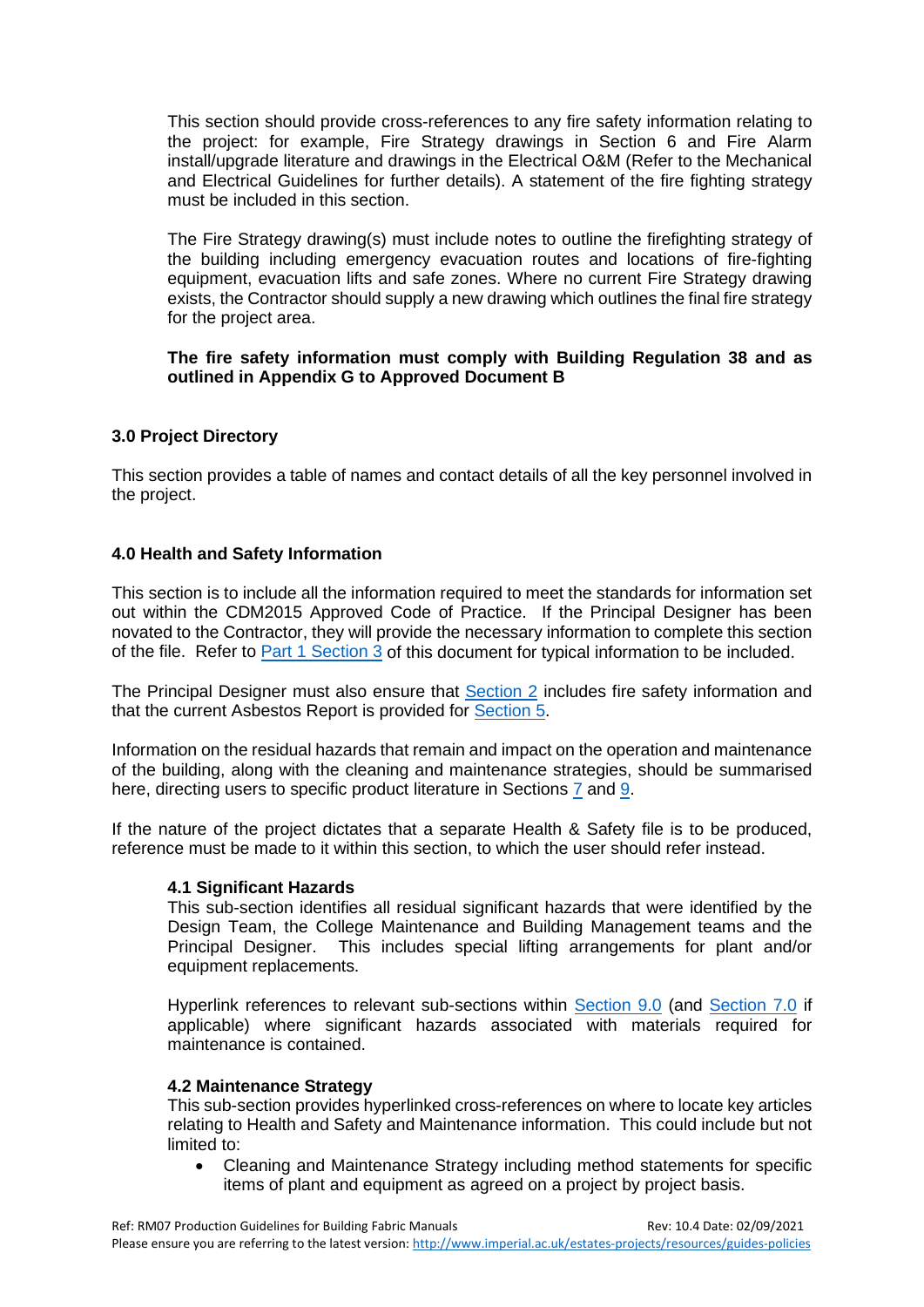This section should provide cross-references to any fire safety information relating to the project: for example, Fire Strategy drawings in Section 6 and Fire Alarm install/upgrade literature and drawings in the Electrical O&M (Refer to the Mechanical and Electrical Guidelines for further details). A statement of the fire fighting strategy must be included in this section.

The Fire Strategy drawing(s) must include notes to outline the firefighting strategy of the building including emergency evacuation routes and locations of fire-fighting equipment, evacuation lifts and safe zones. Where no current Fire Strategy drawing exists, the Contractor should supply a new drawing which outlines the final fire strategy for the project area.

**The fire safety information must comply with Building Regulation 38 and as outlined in Appendix G to Approved Document B**

### 3.0 Project Directory

This section provides a table of names and contact details of all the key personnel involved in the project.

### 4.0 Health and Safety Information

This section is to include all the information required to meet the standards for information set out within the CDM2015 Approved Code of Practice. If the Principal Designer has been novated to the Contractor, they will provide the necessary information to complete this section of the file. Refer to Part 1 Section 3 of this document for typical information to be included.

The Principal Designer must also ensure that Section 2 includes fire safety information and that the current Asbestos Report is provided for Section 5.

Information on the residual hazards that remain and impact on the operation and maintenance of the building, along with the cleaning and maintenance strategies, should be summarised here, directing users to specific product literature in Sections 7 and 9.

If the nature of the project dictates that a separate Health & Safety file is to be produced, reference must be made to it within this section, to which the user should refer instead.

#### 4.1 Significant Hazards

This sub-section identifies all residual significant hazards that were identified by the Design Team, the College Maintenance and Building Management teams and the Principal Designer. This includes special lifting arrangements for plant and/or equipment replacements.

Hyperlink references to relevant sub-sections within Section 9.0 (and Section 7.0 if applicable) where significant hazards associated with materials required for maintenance is contained.

#### 4.2 Maintenance Strategy

This sub-section provides hyperlinked cross-references on where to locate key articles relating to Health and Safety and Maintenance information. This could include but not limited to:

- Cleaning and Maintenance Strategy including method statements for specific items of plant and equipment as agreed on a project by project basis.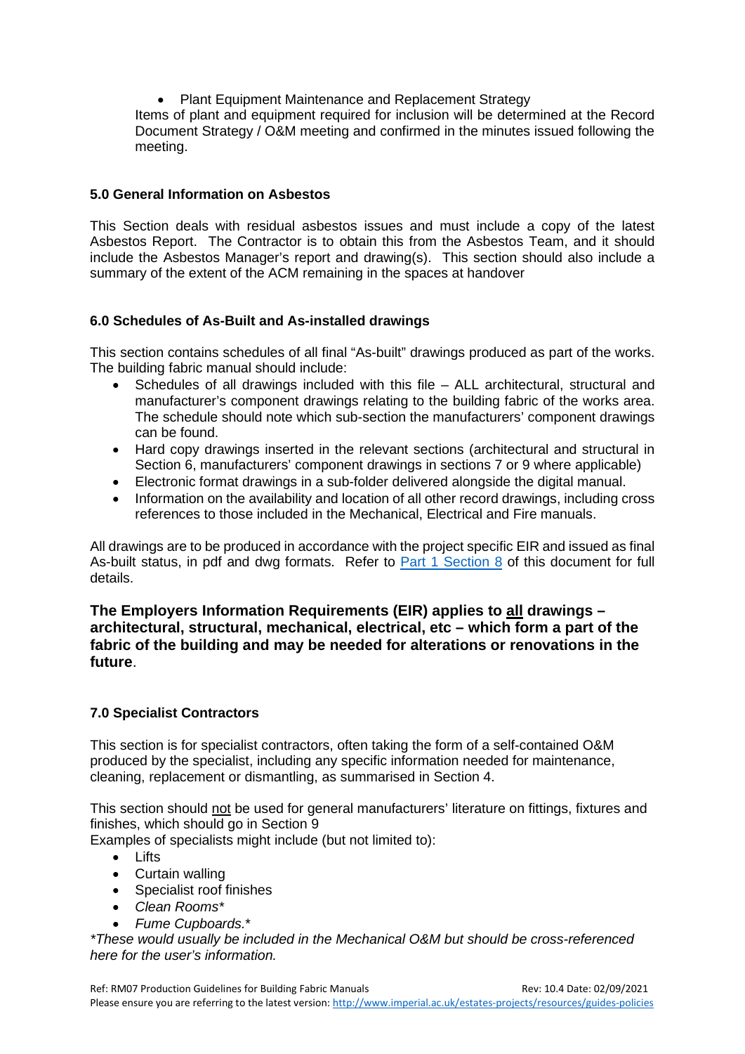- Plant Equipment Maintenance and Replacement Strategy

Items of plant and equipment required for inclusion will be determined at the Record Document Strategy / O&M meeting and confirmed in the minutes issued following the meeting.

### 5.0 General Information on Asbestos

This Section deals with residual asbestos issues and must include a copy of the latest Asbestos Report. The Contractor is to obtain this from the Asbestos Team, and it should include the Asbestos Manager's report and drawing(s). This section should also include a summary of the extent of the ACM remaining in the spaces at handover

### 6.0 Schedules of As-Built and As-installed drawings

This section contains schedules of all final "As-built" drawings produced as part of the works. The building fabric manual should include:

- Schedules of all drawings included with this file – ALL architectural, structural and manufacturer's component drawings relating to the building fabric of the works area. The schedule should note which sub-section the manufacturers' component drawings can be found.
- Hard copy drawings inserted in the relevant sections (architectural and structural in Section 6, manufacturers' component drawings in sections 7 or 9 where applicable)
- Electronic format drawings in a sub-folder delivered alongside the digital manual.
- Information on the availability and location of all other record drawings, including cross references to those included in the Mechanical, Electrical and Fire manuals.

All drawings are to be produced in accordance with the project specific EIR and issued as final As-built status, in pdf and dwg formats. Refer to Part 1 Section 8 of this document for full details.

**The Employers Information Requirements (EIR) applies to <u>all</u> drawings – architectural, structural, mechanical, electrical, etc – which form a part of the fabric of the building and may be needed for alterations or renovations in the future**.

### 7.0 Specialist Contractors

This section is for specialist contractors, often taking the form of a self-contained O&M produced by the specialist, including any specific information needed for maintenance, cleaning, replacement or dismantling, as summarised in Section 4.

This section should <u>not</u> be used for general manufacturers' literature on fittings, fixtures and finishes, which should go in Section 9

Examples of specialists might include (but not limited to):

- Lifts
- Curtain walling
- Specialist roof finishes
- *Clean Rooms**
- *Fume Cupboards.**

**These would usually be included in the Mechanical O&M but should be cross-referenced here for the user's information.*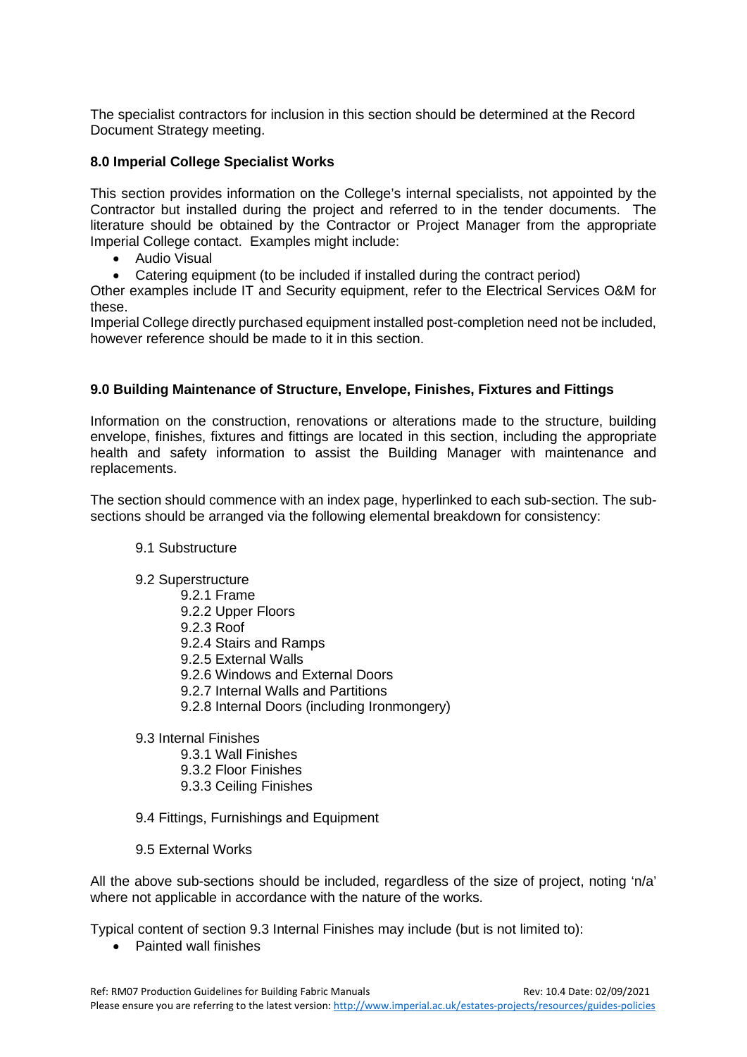The specialist contractors for inclusion in this section should be determined at the Record Document Strategy meeting.

### 8.0 Imperial College Specialist Works

This section provides information on the College's internal specialists, not appointed by the Contractor but installed during the project and referred to in the tender documents. The literature should be obtained by the Contractor or Project Manager from the appropriate Imperial College contact. Examples might include:

- Audio Visual
- Catering equipment (to be included if installed during the contract period)

Other examples include IT and Security equipment, refer to the Electrical Services O&M for these.

Imperial College directly purchased equipment installed post-completion need not be included, however reference should be made to it in this section.

### 9.0 Building Maintenance of Structure, Envelope, Finishes, Fixtures and Fittings

Information on the construction, renovations or alterations made to the structure, building envelope, finishes, fixtures and fittings are located in this section, including the appropriate health and safety information to assist the Building Manager with maintenance and replacements.

The section should commence with an index page, hyperlinked to each sub-section. The sub-sections should be arranged via the following elemental breakdown for consistency:

- 9.1 Substructure
- 9.2 Superstructure
  - 9.2.1 Frame
  - 9.2.2 Upper Floors
  - 9.2.3 Roof
  - 9.2.4 Stairs and Ramps
  - 9.2.5 External Walls
  - 9.2.6 Windows and External Doors
  - 9.2.7 Internal Walls and Partitions
  - 9.2.8 Internal Doors (including Ironmongery)
- 9.3 Internal Finishes
  - 9.3.1 Wall Finishes
  - 9.3.2 Floor Finishes
  - 9.3.3 Ceiling Finishes
- 9.4 Fittings, Furnishings and Equipment
- 9.5 External Works

All the above sub-sections should be included, regardless of the size of project, noting 'n/a' where not applicable in accordance with the nature of the works.

Typical content of section 9.3 Internal Finishes may include (but is not limited to):

- Painted wall finishes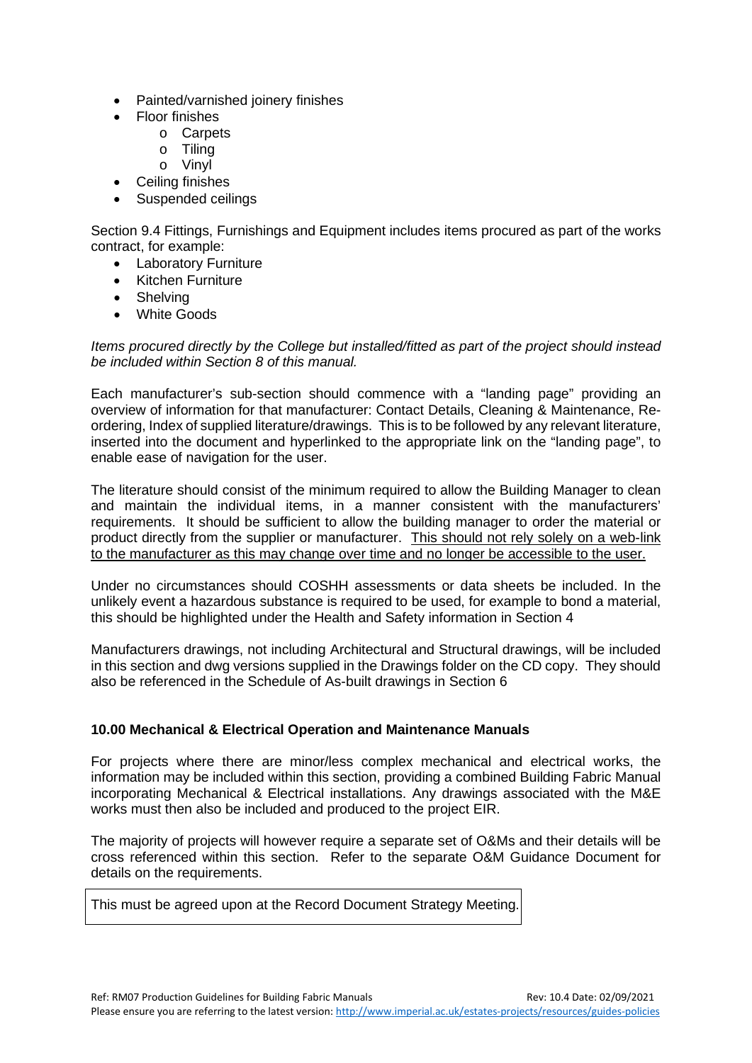- Painted/varnished joinery finishes
- Floor finishes
    - Carpets
    - Tiling
    - Vinyl
- Ceiling finishes
- Suspended ceilings

Section 9.4 Fittings, Furnishings and Equipment includes items procured as part of the works contract, for example:

- Laboratory Furniture
- Kitchen Furniture
- Shelving
- White Goods

*Items procured directly by the College but installed/fitted as part of the project should instead be included within Section 8 of this manual.*

Each manufacturer's sub-section should commence with a "landing page" providing an overview of information for that manufacturer: Contact Details, Cleaning & Maintenance, Re-ordering, Index of supplied literature/drawings. This is to be followed by any relevant literature, inserted into the document and hyperlinked to the appropriate link on the "landing page", to enable ease of navigation for the user.

The literature should consist of the minimum required to allow the Building Manager to clean and maintain the individual items, in a manner consistent with the manufacturers' requirements. It should be sufficient to allow the building manager to order the material or product directly from the supplier or manufacturer. <u>This should not rely solely on a web-link to the manufacturer as this may change over time and no longer be accessible to the user.</u>

Under no circumstances should COSHH assessments or data sheets be included. In the unlikely event a hazardous substance is required to be used, for example to bond a material, this should be highlighted under the Health and Safety information in Section 4

Manufacturers drawings, not including Architectural and Structural drawings, will be included in this section and dwg versions supplied in the Drawings folder on the CD copy. They should also be referenced in the Schedule of As-built drawings in Section 6

**10.00 Mechanical & Electrical Operation and Maintenance Manuals**

For projects where there are minor/less complex mechanical and electrical works, the information may be included within this section, providing a combined Building Fabric Manual incorporating Mechanical & Electrical installations. Any drawings associated with the M&E works must then also be included and produced to the project EIR.

The majority of projects will however require a separate set of O&Ms and their details will be cross referenced within this section. Refer to the separate O&M Guidance Document for details on the requirements.

| This must be agreed upon at the Record Document Strategy Meeting. |
|---|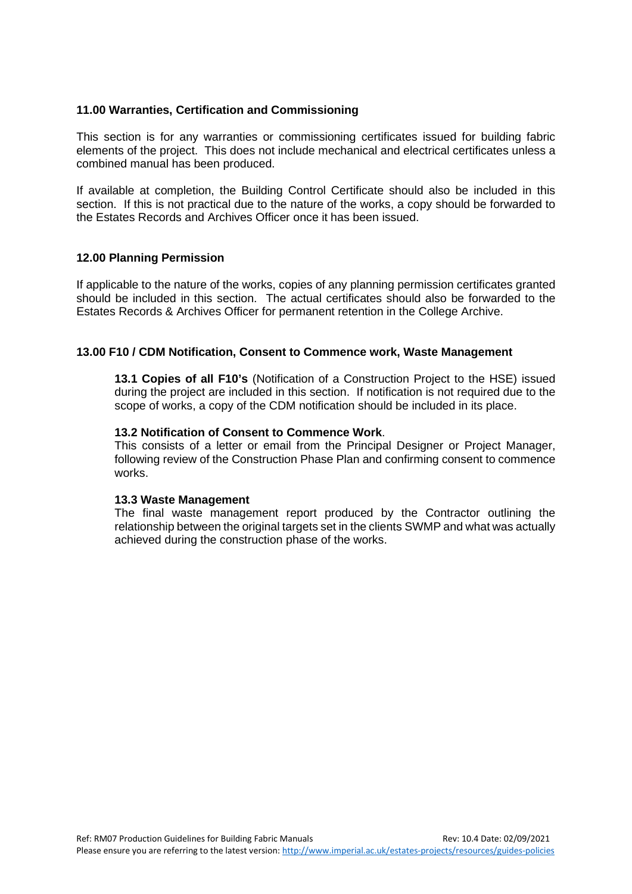## 11.00 Warranties, Certification and Commissioning

This section is for any warranties or commissioning certificates issued for building fabric elements of the project. This does not include mechanical and electrical certificates unless a combined manual has been produced.

If available at completion, the Building Control Certificate should also be included in this section. If this is not practical due to the nature of the works, a copy should be forwarded to the Estates Records and Archives Officer once it has been issued.

## 12.00 Planning Permission

If applicable to the nature of the works, copies of any planning permission certificates granted should be included in this section. The actual certificates should also be forwarded to the Estates Records & Archives Officer for permanent retention in the College Archive.

## 13.00 F10 / CDM Notification, Consent to Commence work, Waste Management

**13.1 Copies of all F10's** (Notification of a Construction Project to the HSE) issued during the project are included in this section. If notification is not required due to the scope of works, a copy of the CDM notification should be included in its place.

**13.2 Notification of Consent to Commence Work**.
This consists of a letter or email from the Principal Designer or Project Manager, following review of the Construction Phase Plan and confirming consent to commence works.

**13.3 Waste Management**
The final waste management report produced by the Contractor outlining the relationship between the original targets set in the clients SWMP and what was actually achieved during the construction phase of the works.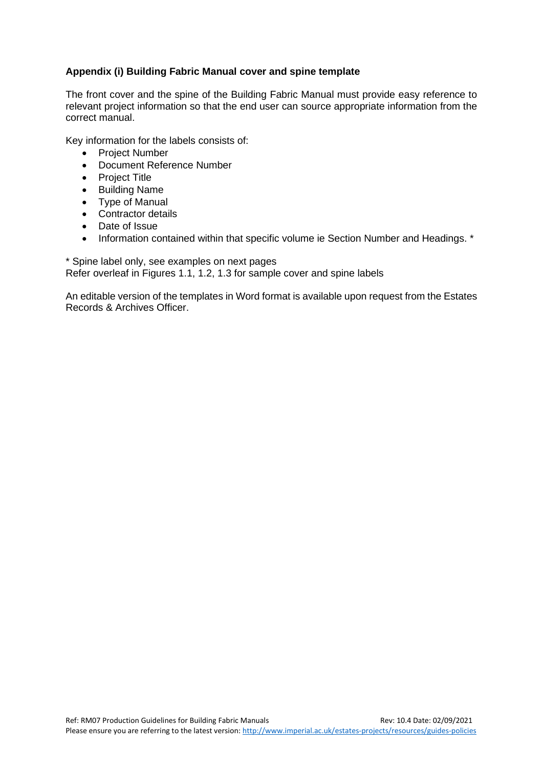### Appendix (i) Building Fabric Manual cover and spine template

The front cover and the spine of the Building Fabric Manual must provide easy reference to relevant project information so that the end user can source appropriate information from the correct manual.

Key information for the labels consists of:

- Project Number
- Document Reference Number
- Project Title
- Building Name
- Type of Manual
- Contractor details
- Date of Issue
- Information contained within that specific volume ie Section Number and Headings. *

* Spine label only, see examples on next pages
Refer overleaf in Figures 1.1, 1.2, 1.3 for sample cover and spine labels

An editable version of the templates in Word format is available upon request from the Estates Records & Archives Officer.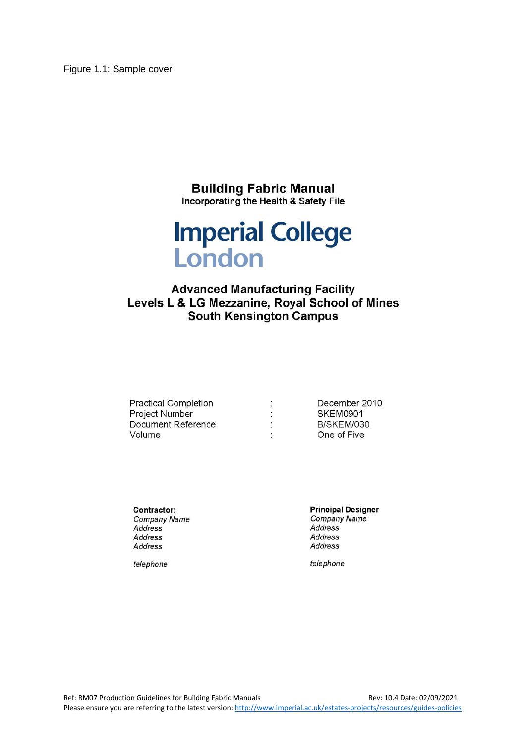Figure 1.1: Sample cover

**Building Fabric Manual**
**Incorporating the Health & Safety File**

**Imperial College London**

**Advanced Manufacturing Facility**
**Levels L & LG Mezzanine, Royal School of Mines**
**South Kensington Campus**

| | | |
|---|---|---|
| Practical Completion | : | December 2010 |
| Project Number | : | SKEM0901 |
| Document Reference | : | B/SKEM/030 |
| Volume | : | One of Five |

**Contractor:**
*Company Name*
*Address*
*Address*
*Address*

*telephone*

**Principal Designer**
*Company Name*
*Address*
*Address*
*Address*

*telephone*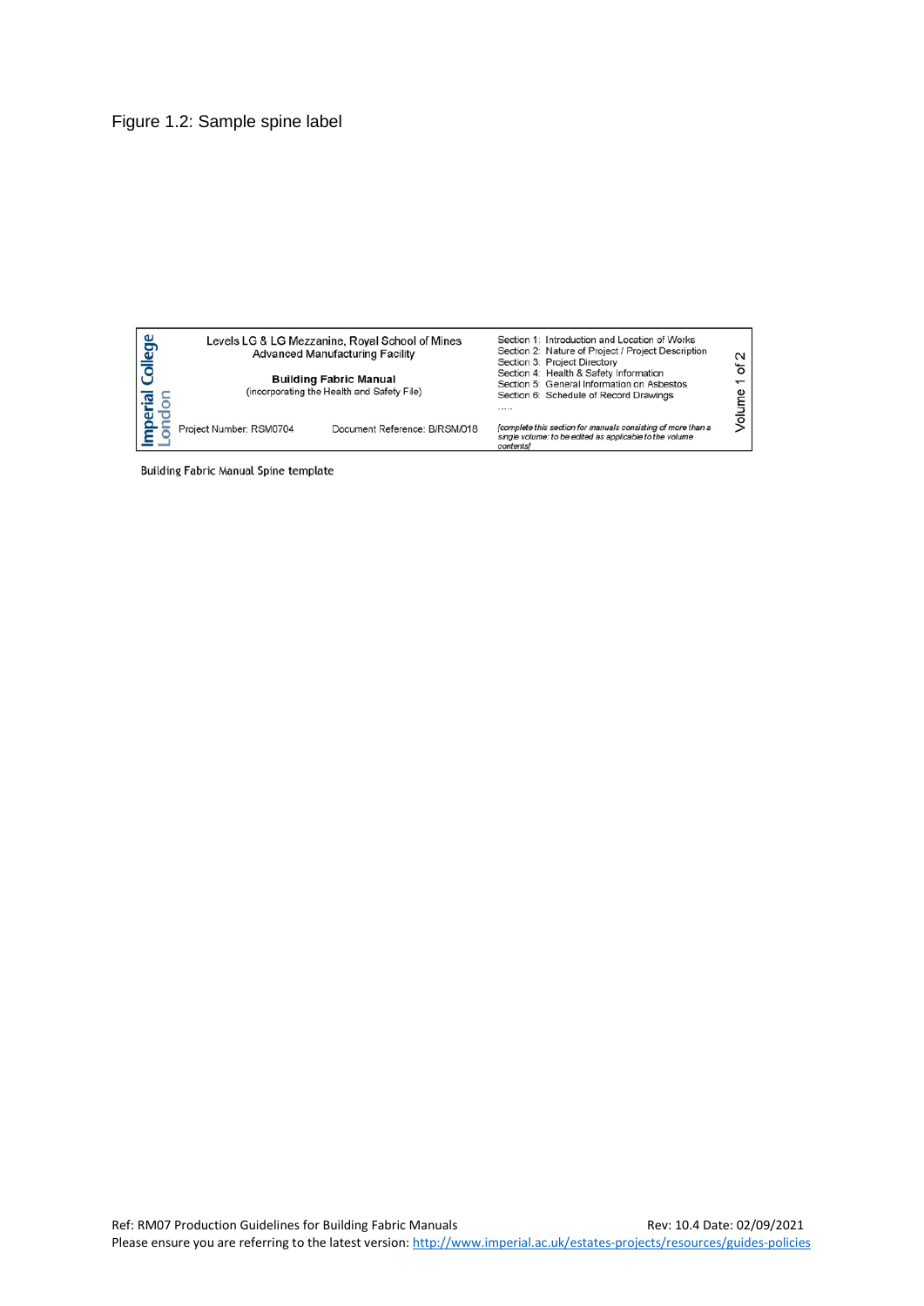Figure 1.2: Sample spine label

Imperial College London

Levels LG & LG Mezzanine, Royal School of Mines
Advanced Manufacturing Facility

**Building Fabric Manual**
(incorporating the Health and Safety File)

Project Number: RSM0704

Document Reference: B/RSM/018

Section 1: Introduction and Location of Works
Section 2: Nature of Project / Project Description
Section 3: Project Directory
Section 4: Health & Safety Information
Section 5: General Information on Asbestos
Section 6: Schedule of Record Drawings
.....

*[complete this section for manuals consisting of more than a single volume: to be edited as applicable to the volume contents]*

Volume 1 of 2

Building Fabric Manual Spine template